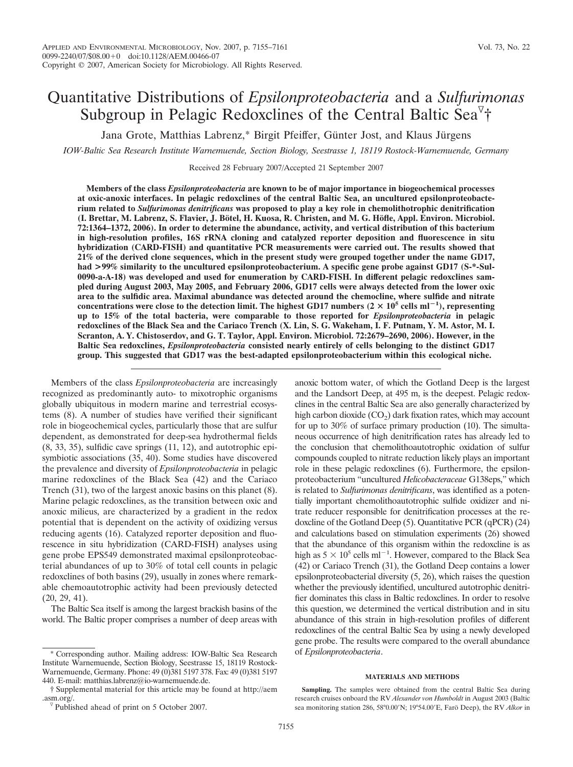# Quantitative Distributions of *Epsilonproteobacteria* and a *Sulfurimonas* Subgroup in Pelagic Redoxclines of the Central Baltic Sea▽†

Jana Grote, Matthias Labrenz,* Birgit Pfeiffer, Günter Jost, and Klaus Jürgens

*IOW-Baltic Sea Research Institute Warnemuende, Section Biology, Seestrasse 15, 18119 Rostock-Warnemuende, Germany*

Received 28 February 2007/Accepted 21 September 2007

**Members of the class *Epsilonproteobacteria* are known to be of major importance in biogeochemical processes at oxic-anoxic interfaces. In pelagic redoxclines of the central Baltic Sea, an uncultured epsilonproteobacterium related to *Sulfurimonas denitrificans* was proposed to play a key role in chemolithotrophic denitrification (I. Brettar, M. Labrenz, S. Flavier, J. Bötel, H. Kuosa, R. Christen, and M. G. Höfle, Appl. Environ. Microbiol. 72:1364–1372, 2006). In order to determine the abundance, activity, and vertical distribution of this bacterium in high-resolution profiles, 16S rRNA cloning and catalyzed reporter deposition and fluorescence in situ hybridization (CARD-FISH) and quantitative PCR measurements were carried out. The results showed that 21% of the derived clone sequences, which in the present study were grouped together under the name GD17, had >99% similarity to the uncultured epsilonproteobacterium. A specific gene probe against GD17 (S-*-Sul-0090-a-A-18) was developed and used for enumeration by CARD-FISH. In different pelagic redoxclines sampled during August 2003, May 2005, and February 2006, GD17 cells were always detected from the lower oxic area to the sulfidic area. Maximal abundance was detected around the chemocline, where sulfide and nitrate concentrations were close to the detection limit. The highest GD17 numbers ($2 \times 10^5$ cells ml$^{-1}$), representing up to 15% of the total bacteria, were comparable to those reported for *Epsilonproteobacteria* in pelagic redoxclines of the Black Sea and the Cariaco Trench (X. Lin, S. G. Wakeham, I. F. Putnam, Y. M. Astor, M. I. Scranton, A. Y. Chistoserdov, and G. T. Taylor, Appl. Environ. Microbiol. 72:2679–2690, 2006). However, in the Baltic Sea redoxclines, *Epsilonproteobacteria* consisted nearly entirely of cells belonging to the distinct GD17 group. This suggested that GD17 was the best-adapted epsilonproteobacterium within this ecological niche.**

Members of the class *Epsilonproteobacteria* are increasingly recognized as predominantly auto- to mixotrophic organisms globally ubiquitous in modern marine and terrestrial ecosystems (8). A number of studies have verified their significant role in biogeochemical cycles, particularly those that are sulfur dependent, as demonstrated for deep-sea hydrothermal fields (8, 33, 35), sulfidic cave springs (11, 12), and autotrophic episymbiotic associations (35, 40). Some studies have discovered the prevalence and diversity of *Epsilonproteobacteria* in pelagic marine redoxclines of the Black Sea (42) and the Cariaco Trench (31), two of the largest anoxic basins on this planet (8). Marine pelagic redoxclines, as the transition between oxic and anoxic milieus, are characterized by a gradient in the redox potential that is dependent on the activity of oxidizing versus reducing agents (16). Catalyzed reporter deposition and fluorescence in situ hybridization (CARD-FISH) analyses using gene probe EPS549 demonstrated maximal epsilonproteobacterial abundances of up to 30% of total cell counts in pelagic redoxclines of both basins (29), usually in zones where remarkable chemoautotrophic activity had been previously detected (20, 29, 41).

The Baltic Sea itself is among the largest brackish basins of the world. The Baltic proper comprises a number of deep areas with anoxic bottom water, of which the Gotland Deep is the largest and the Landsort Deep, at 495 m, is the deepest. Pelagic redoxclines in the central Baltic Sea are also generally characterized by high carbon dioxide ($CO_2$) dark fixation rates, which may account for up to 30% of surface primary production (10). The simultaneous occurrence of high denitrification rates has already led to the conclusion that chemolithoautotrophic oxidation of sulfur compounds coupled to nitrate reduction likely plays an important role in these pelagic redoxclines (6). Furthermore, the epsilonproteobacterium "uncultured *Helicobacteraceae* G138eps," which is related to *Sulfurimonas denitrificans*, was identified as a potentially important chemolithoautotrophic sulfide oxidizer and nitrate reducer responsible for denitrification processes at the redoxcline of the Gotland Deep (5). Quantitative PCR (qPCR) (24) and calculations based on stimulation experiments (26) showed that the abundance of this organism within the redoxcline is as high as $5 \times 10^5$ cells ml$^{-1}$. However, compared to the Black Sea (42) or Cariaco Trench (31), the Gotland Deep contains a lower epsilonproteobacterial diversity (5, 26), which raises the question whether the previously identified, uncultured autotrophic denitrifier dominates this class in Baltic redoxclines. In order to resolve this question, we determined the vertical distribution and in situ abundance of this strain in high-resolution profiles of different redoxclines of the central Baltic Sea by using a newly developed gene probe. The results were compared to the overall abundance of *Epsilonproteobacteria*.

## MATERIALS AND METHODS

**Sampling.** The samples were obtained from the central Baltic Sea during research cruises onboard the RV *Alexander von Humboldt* in August 2003 (Baltic sea monitoring station 286, 58°0.00′N; 19°54.00′E, Farö Deep), the RV *Alkor* in

---

\* Corresponding author. Mailing address: IOW-Baltic Sea Research Institute Warnemuende, Section Biology, Seestrasse 15, 18119 Rostock-Warnemuende, Germany. Phone: 49 (0)381 5197 378. Fax: 49 (0)381 5197 440. E-mail: matthias.labrenz@io-warnemuende.de.

† Supplemental material for this article may be found at http://aem.asm.org/.

▽ Published ahead of print on 5 October 2007.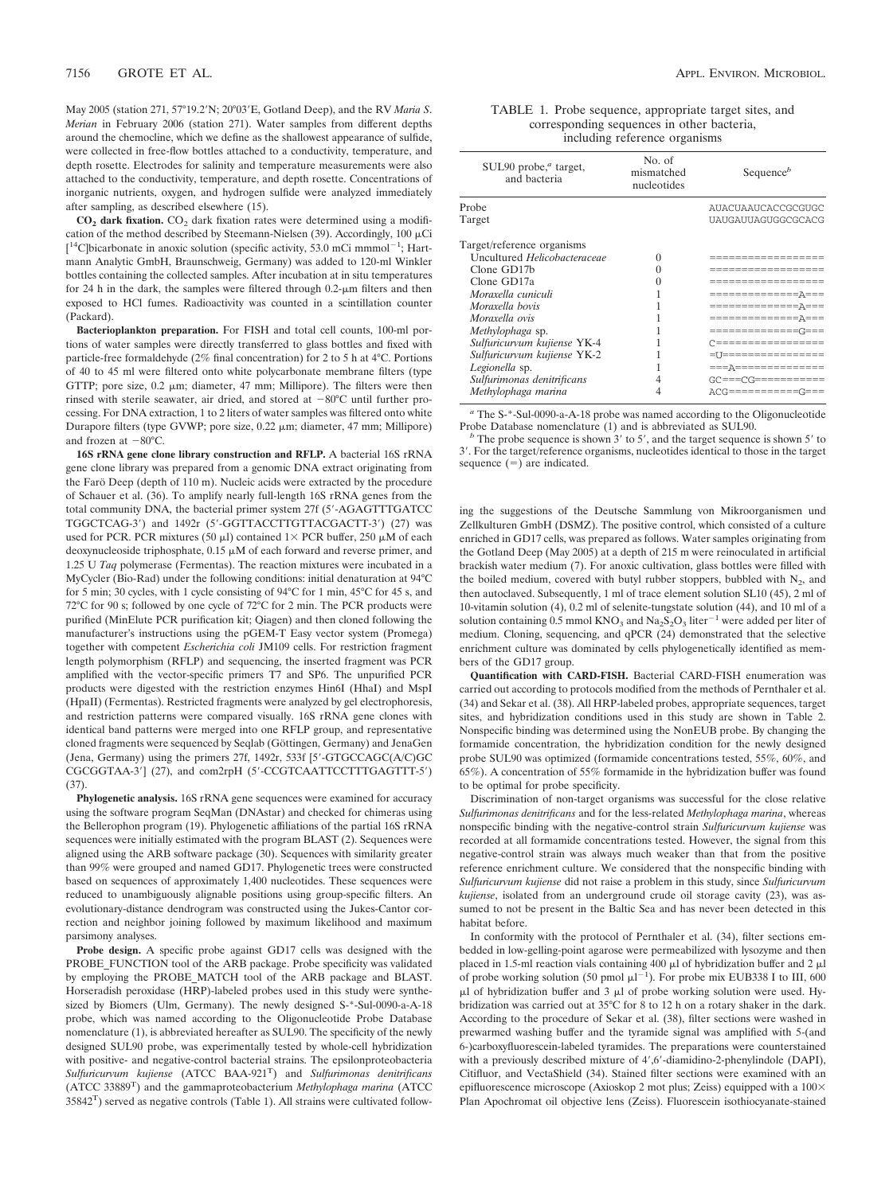May 2005 (station 271, 57°19.2′N; 20°03′E, Gotland Deep), and the RV *Maria S. Merian* in February 2006 (station 271). Water samples from different depths around the chemocline, which we define as the shallowest appearance of sulfide, were collected in free-flow bottles attached to a conductivity, temperature, and depth rosette. Electrodes for salinity and temperature measurements were also attached to the conductivity, temperature, and depth rosette. Concentrations of inorganic nutrients, oxygen, and hydrogen sulfide were analyzed immediately after sampling, as described elsewhere (15).

**$CO_2$ dark fixation.** $CO_2$ dark fixation rates were determined using a modification of the method described by Steemann-Nielsen (39). Accordingly, 100 μCi [$^{14}$C]bicarbonate in anoxic solution (specific activity, 53.0 mCi mmmol$^{-1}$; Hartmann Analytic GmbH, Braunschweig, Germany) was added to 120-ml Winkler bottles containing the collected samples. After incubation at in situ temperatures for 24 h in the dark, the samples were filtered through 0.2-μm filters and then exposed to HCl fumes. Radioactivity was counted in a scintillation counter (Packard).

**Bacterioplankton preparation.** For FISH and total cell counts, 100-ml portions of water samples were directly transferred to glass bottles and fixed with particle-free formaldehyde (2% final concentration) for 2 to 5 h at 4°C. Portions of 40 to 45 ml were filtered onto white polycarbonate membrane filters (type GTTP; pore size, 0.2 μm; diameter, 47 mm; Millipore). The filters were then rinsed with sterile seawater, air dried, and stored at −80°C until further processing. For DNA extraction, 1 to 2 liters of water samples was filtered onto white Durapore filters (type GVWP; pore size, 0.22 μm; diameter, 47 mm; Millipore) and frozen at −80°C.

**16S rRNA gene clone library construction and RFLP.** A bacterial 16S rRNA gene clone library was prepared from a genomic DNA extract originating from the Farö Deep (depth of 110 m). Nucleic acids were extracted by the procedure of Schauer et al. (36). To amplify nearly full-length 16S rRNA genes from the total community DNA, the bacterial primer system 27f (5′-AGAGTTTGATCC TGGCTCAG-3′) and 1492r (5′-GGTTACCTTGTTACGACTT-3′) (27) was used for PCR. PCR mixtures (50 μl) contained 1× PCR buffer, 250 μM of each deoxynucleoside triphosphate, 0.15 μM of each forward and reverse primer, and 1.25 U *Taq* polymerase (Fermentas). The reaction mixtures were incubated in a MyCycler (Bio-Rad) under the following conditions: initial denaturation at 94°C for 5 min; 30 cycles, with 1 cycle consisting of 94°C for 1 min, 45°C for 45 s, and 72°C for 90 s; followed by one cycle of 72°C for 2 min. The PCR products were purified (MinElute PCR purification kit; Qiagen) and then cloned following the manufacturer's instructions using the pGEM-T Easy vector system (Promega) together with competent *Escherichia coli* JM109 cells. For restriction fragment length polymorphism (RFLP) and sequencing, the inserted fragment was PCR amplified with the vector-specific primers T7 and SP6. The unpurified PCR products were digested with the restriction enzymes Hin6I (HhaI) and MspI (HpaII) (Fermentas). Restricted fragments were analyzed by gel electrophoresis, and restriction patterns were compared visually. 16S rRNA gene clones with identical band patterns were merged into one RFLP group, and representative cloned fragments were sequenced by Seqlab (Göttingen, Germany) and JenaGen (Jena, Germany) using the primers 27f, 1492r, 533f [5′-GTGCCAGC(A/C)GC CGCGGTAA-3′] (27), and com2rpH (5′-CCGTCAATTCCTTTGAGTTT-5′) (37).

**Phylogenetic analysis.** 16S rRNA gene sequences were examined for accuracy using the software program SeqMan (DNAstar) and checked for chimeras using the Bellerophon program (19). Phylogenetic affiliations of the partial 16S rRNA sequences were initially estimated with the program BLAST (2). Sequences were aligned using the ARB software package (30). Sequences with similarity greater than 99% were grouped and named GD17. Phylogenetic trees were constructed based on sequences of approximately 1,400 nucleotides. These sequences were reduced to unambiguously alignable positions using group-specific filters. An evolutionary-distance dendrogram was constructed using the Jukes-Cantor correction and neighbor joining followed by maximum likelihood and maximum parsimony analyses.

**Probe design.** A specific probe against GD17 cells was designed with the PROBE_FUNCTION tool of the ARB package. Probe specificity was validated by employing the PROBE_MATCH tool of the ARB package and BLAST. Horseradish peroxidase (HRP)-labeled probes used in this study were synthesized by Biomers (Ulm, Germany). The newly designed S-*-Sul-0090-a-A-18 probe, which was named according to the Oligonucleotide Probe Database nomenclature (1), is abbreviated hereafter as SUL90. The specificity of the newly designed SUL90 probe, was experimentally tested by whole-cell hybridization with positive- and negative-control bacterial strains. The epsilonproteobacteria *Sulfuricurvum kujiense* (ATCC BAA-921$^T$) and *Sulfurimonas denitrificans* (ATCC 33889$^T$) and the gammaproteobacterium *Methylophaga marina* (ATCC 35842$^T$) served as negative controls (Table 1). All strains were cultivated following the suggestions of the Deutsche Sammlung von Mikroorganismen und Zellkulturen GmbH (DSMZ). The positive control, which consisted of a culture enriched in GD17 cells, was prepared as follows. Water samples originating from the Gotland Deep (May 2005) at a depth of 215 m were reinoculated in artificial brackish water medium (7). For anoxic cultivation, glass bottles were filled with the boiled medium, covered with butyl rubber stoppers, bubbled with $N_2$, and then autoclaved. Subsequently, 1 ml of trace element solution SL10 (45), 2 ml of 10-vitamin solution (4), 0.2 ml of selenite-tungstate solution (44), and 10 ml of a solution containing 0.5 mmol $KNO_3$ and $Na_2S_2O_3$ liter$^{-1}$ were added per liter of medium. Cloning, sequencing, and qPCR (24) demonstrated that the selective enrichment culture was dominated by cells phylogenetically identified as members of the GD17 group.

TABLE 1. Probe sequence, appropriate target sites, and corresponding sequences in other bacteria, including reference organisms

| SUL90 probe,[a] target, and bacteria | No. of mismatched nucleotides | Sequence[b] |
|---|---|---|
| Probe | | AUACUAAUCACCGCGUGC |
| Target | | UAUGAUUAGUGGCGCACG |
| Target/reference organisms | | |
| Uncultured *Helicobacteraceae* | 0 | ================== |
| Clone GD17b | 0 | ================== |
| Clone GD17a | 0 | ================== |
| *Moraxella cuniculi* | 1 | ==============A=== |
| *Moraxella bovis* | 1 | ==============A=== |
| *Moraxella ovis* | 1 | ==============A=== |
| *Methylophaga* sp. | 1 | ==============G=== |
| *Sulfuricurvum kujiense* YK-4 | 1 | C================= |
| *Sulfuricurvum kujiense* YK-2 | 1 | =U================ |
| *Legionella* sp. | 1 | ===A============== |
| *Sulfurimonas denitrificans* | 4 | GC===CG=========== |
| *Methylophaga marina* | 4 | ACG===========G=== |

[a] The S-*-Sul-0090-a-A-18 probe was named according to the Oligonucleotide Probe Database nomenclature (1) and is abbreviated as SUL90.

[b] The probe sequence is shown 3′ to 5′, and the target sequence is shown 5′ to 3′. For the target/reference organisms, nucleotides identical to those in the target sequence (=) are indicated.

**Quantification with CARD-FISH.** Bacterial CARD-FISH enumeration was carried out according to protocols modified from the methods of Pernthaler et al. (34) and Sekar et al. (38). All HRP-labeled probes, appropriate sequences, target sites, and hybridization conditions used in this study are shown in Table 2. Nonspecific binding was determined using the NonEUB probe. By changing the formamide concentration, the hybridization condition for the newly designed probe SUL90 was optimized (formamide concentrations tested, 55%, 60%, and 65%). A concentration of 55% formamide in the hybridization buffer was found to be optimal for probe specificity.

Discrimination of non-target organisms was successful for the close relative *Sulfurimonas denitrificans* and for the less-related *Methylophaga marina*, whereas nonspecific binding with the negative-control strain *Sulfuricurvum kujiense* was recorded at all formamide concentrations tested. However, the signal from this negative-control strain was always much weaker than that from the positive reference enrichment culture. We considered that the nonspecific binding with *Sulfuricurvum kujiense* did not raise a problem in this study, since *Sulfuricurvum kujiense*, isolated from an underground crude oil storage cavity (23), was assumed to not be present in the Baltic Sea and has never been detected in this habitat before.

In conformity with the protocol of Pernthaler et al. (34), filter sections embedded in low-gelling-point agarose were permeabilized with lysozyme and then placed in 1.5-ml reaction vials containing 400 μl of hybridization buffer and 2 μl of probe working solution (50 pmol μl$^{-1}$). For probe mix EUB338 I to III, 600 μl of hybridization buffer and 3 μl of probe working solution were used. Hybridization was carried out at 35°C for 8 to 12 h on a rotary shaker in the dark. According to the procedure of Sekar et al. (38), filter sections were washed in prewarmed washing buffer and the tyramide signal was amplified with 5-(and 6-)carboxyfluorescein-labeled tyramides. The preparations were counterstained with a previously described mixture of 4′,6′-diamidino-2-phenylindole (DAPI), Citifluor, and VectaShield (34). Stained filter sections were examined with an epifluorescence microscope (Axioskop 2 mot plus; Zeiss) equipped with a 100× Plan Apochromat oil objective lens (Zeiss). Fluorescein isothiocyanate-stained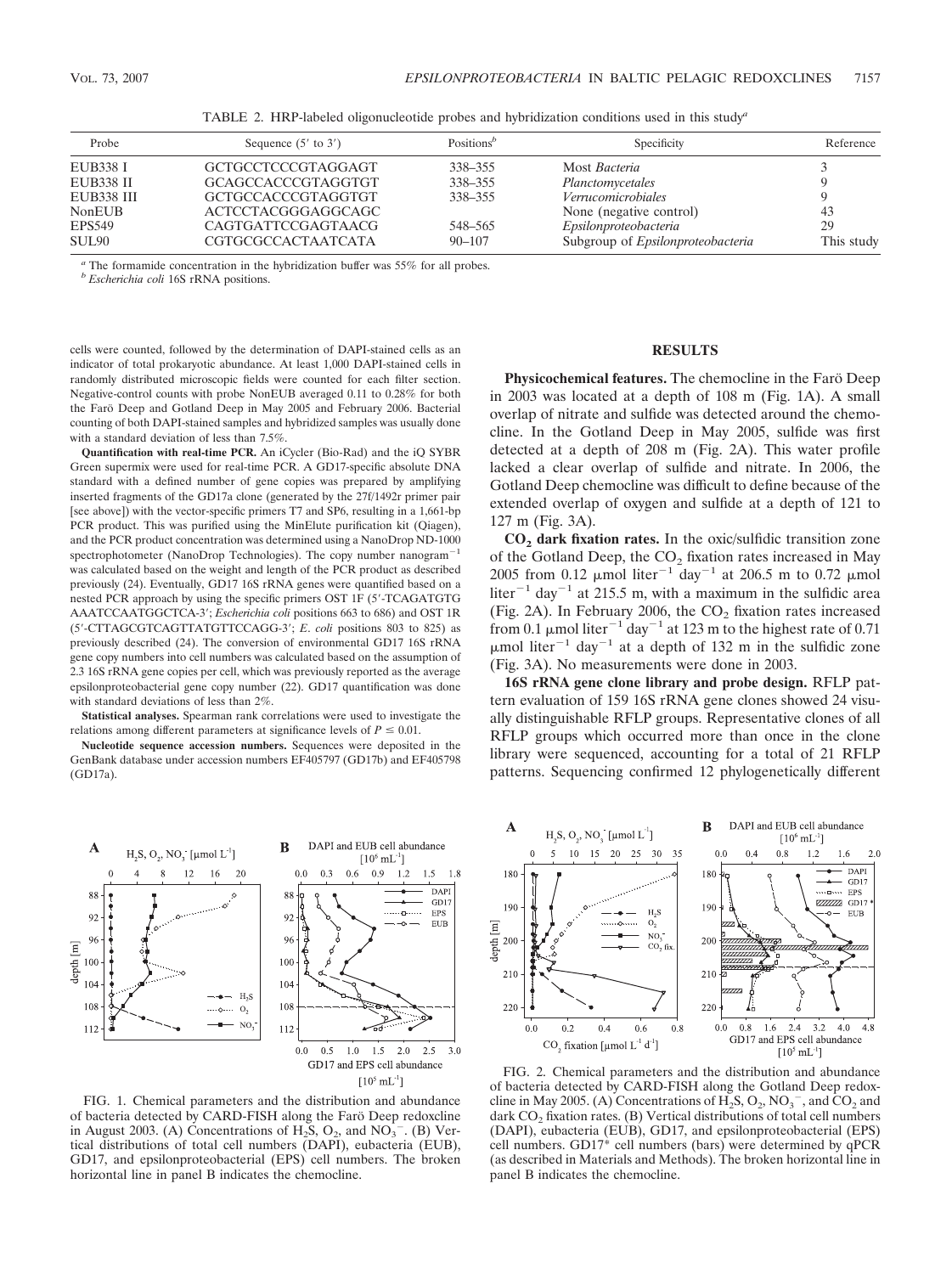TABLE 2. HRP-labeled oligonucleotide probes and hybridization conditions used in this study[a]

| Probe | Sequence (5′ to 3′) | Positions[b] | Specificity | Reference |
|---|---|---|---|---|
| EUB338 I | GCTGCCTCCCGTAGGAGT | 338–355 | Most *Bacteria* | 3 |
| EUB338 II | GCAGCCACCCGTAGGTGT | 338–355 | *Planctomycetales* | 9 |
| EUB338 III | GCTGCCACCCGTAGGTGT | 338–355 | *Verrucomicrobiales* | 9 |
| NonEUB | ACTCCTACGGGAGGCAGC | | None (negative control) | 43 |
| EPS549 | CAGTGATTCCGAGTAACG | 548–565 | *Epsilonproteobacteria* | 29 |
| SUL90 | CGTGCGCCACTAATCATA | 90–107 | Subgroup of *Epsilonproteobacteria* | This study |

[a] The formamide concentration in the hybridization buffer was 55% for all probes.
[b] *Escherichia coli* 16S rRNA positions.

cells were counted, followed by the determination of DAPI-stained cells as an indicator of total prokaryotic abundance. At least 1,000 DAPI-stained cells in randomly distributed microscopic fields were counted for each filter section. Negative-control counts with probe NonEUB averaged 0.11 to 0.28% for both the Farö Deep and Gotland Deep in May 2005 and February 2006. Bacterial counting of both DAPI-stained samples and hybridized samples was usually done with a standard deviation of less than 7.5%.

**Quantification with real-time PCR.** An iCycler (Bio-Rad) and the iQ SYBR Green supermix were used for real-time PCR. A GD17-specific absolute DNA standard with a defined number of gene copies was prepared by amplifying inserted fragments of the GD17a clone (generated by the 27f/1492r primer pair [see above]) with the vector-specific primers T7 and SP6, resulting in a 1,661-bp PCR product. This was purified using the MinElute purification kit (Qiagen), and the PCR product concentration was determined using a NanoDrop ND-1000 spectrophotometer (NanoDrop Technologies). The copy number $nanogram^{-1}$ was calculated based on the weight and length of the PCR product as described previously (24). Eventually, GD17 16S rRNA genes were quantified based on a nested PCR approach by using the specific primers OST 1F (5′-TCAGATGTG AAATCCAATGGCTCA-3′; *Escherichia coli* positions 663 to 686) and OST 1R (5′-CTTAGCGTCAGTTATGTTCCAGG-3′; *E. coli* positions 803 to 825) as previously described (24). The conversion of environmental GD17 16S rRNA gene copy numbers into cell numbers was calculated based on the assumption of 2.3 16S rRNA gene copies per cell, which was previously reported as the average epsilonproteobacterial gene copy number (22). GD17 quantification was done with standard deviations of less than 2%.

**Statistical analyses.** Spearman rank correlations were used to investigate the relations among different parameters at significance levels of $P \leq 0.01$.

**Nucleotide sequence accession numbers.** Sequences were deposited in the GenBank database under accession numbers EF405797 (GD17b) and EF405798 (GD17a).

## RESULTS

**Physicochemical features.** The chemocline in the Farö Deep in 2003 was located at a depth of 108 m (Fig. 1A). A small overlap of nitrate and sulfide was detected around the chemocline. In the Gotland Deep in May 2005, sulfide was first detected at a depth of 208 m (Fig. 2A). This water profile lacked a clear overlap of sulfide and nitrate. In 2006, the Gotland Deep chemocline was difficult to define because of the extended overlap of oxygen and sulfide at a depth of 121 to 127 m (Fig. 3A).

**$CO_2$ dark fixation rates.** In the oxic/sulfidic transition zone of the Gotland Deep, the $CO_2$ fixation rates increased in May 2005 from 0.12 μmol $liter^{-1}$ $day^{-1}$ at 206.5 m to 0.72 μmol $liter^{-1}$ $day^{-1}$ at 215.5 m, with a maximum in the sulfidic area (Fig. 2A). In February 2006, the $CO_2$ fixation rates increased from 0.1 μmol $liter^{-1}$ $day^{-1}$ at 123 m to the highest rate of 0.71 μmol $liter^{-1}$ $day^{-1}$ at a depth of 132 m in the sulfidic zone (Fig. 3A). No measurements were done in 2003.

**16S rRNA gene clone library and probe design.** RFLP pattern evaluation of 159 16S rRNA gene clones showed 24 visually distinguishable RFLP groups. Representative clones of all RFLP groups which occurred more than once in the clone library were sequenced, accounting for a total of 21 RFLP patterns. Sequencing confirmed 12 phylogenetically different

FIG. 1. Chemical parameters and the distribution and abundance of bacteria detected by CARD-FISH along the Farö Deep redoxcline in August 2003. (A) Concentrations of $H_2S$, $O_2$, and $NO_3^-$. (B) Vertical distributions of total cell numbers (DAPI), eubacteria (EUB), GD17, and epsilonproteobacterial (EPS) cell numbers. The broken horizontal line in panel B indicates the chemocline.

FIG. 2. Chemical parameters and the distribution and abundance of bacteria detected by CARD-FISH along the Gotland Deep redoxcline in May 2005. (A) Concentrations of $H_2S$, $O_2$, $NO_3^-$, and $CO_2$ and dark $CO_2$ fixation rates. (B) Vertical distributions of total cell numbers (DAPI), eubacteria (EUB), GD17, and epsilonproteobacterial (EPS) cell numbers. GD17* cell numbers (bars) were determined by qPCR (as described in Materials and Methods). The broken horizontal line in panel B indicates the chemocline.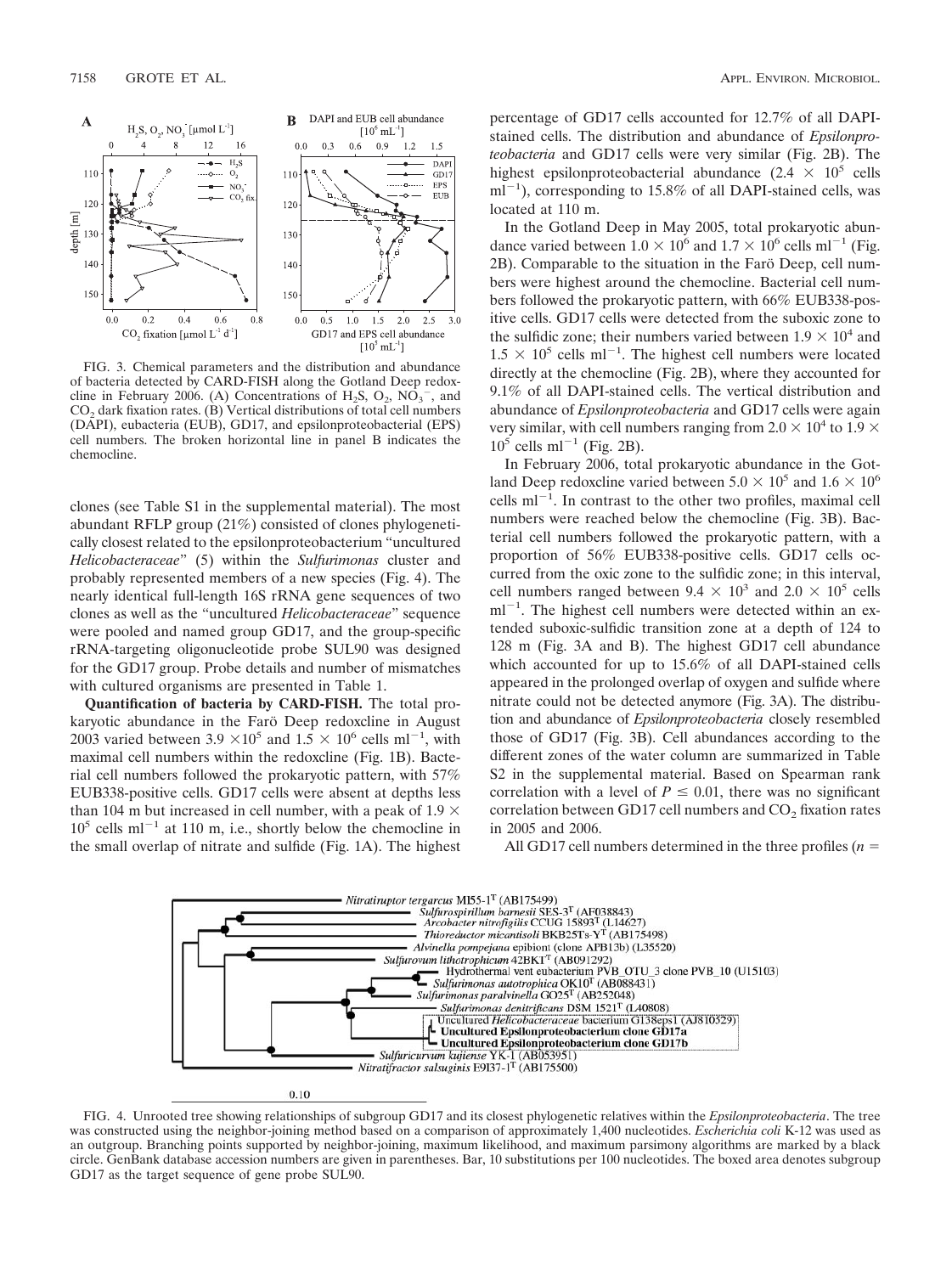FIG. 3. Chemical parameters and the distribution and abundance of bacteria detected by CARD-FISH along the Gotland Deep redoxcline in February 2006. (A) Concentrations of $H_2S$, $O_2$, $NO_3^-$, and $CO_2$ dark fixation rates. (B) Vertical distributions of total cell numbers (DAPI), eubacteria (EUB), GD17, and epsilonproteobacterial (EPS) cell numbers. The broken horizontal line in panel B indicates the chemocline.

clones (see Table S1 in the supplemental material). The most abundant RFLP group (21%) consisted of clones phylogenetically closest related to the epsilonproteobacterium "uncultured *Helicobacteraceae*" (5) within the *Sulfurimonas* cluster and probably represented members of a new species (Fig. 4). The nearly identical full-length 16S rRNA gene sequences of two clones as well as the "uncultured *Helicobacteraceae*" sequence were pooled and named group GD17, and the group-specific rRNA-targeting oligonucleotide probe SUL90 was designed for the GD17 group. Probe details and number of mismatches with cultured organisms are presented in Table 1.

**Quantification of bacteria by CARD-FISH.** The total prokaryotic abundance in the Farö Deep redoxcline in August 2003 varied between $3.9 \times 10^5$ and $1.5 \times 10^6$ cells $ml^{-1}$, with maximal cell numbers within the redoxcline (Fig. 1B). Bacterial cell numbers followed the prokaryotic pattern, with 57% EUB338-positive cells. GD17 cells were absent at depths less than 104 m but increased in cell number, with a peak of $1.9 \times 10^5$ cells $ml^{-1}$ at 110 m, i.e., shortly below the chemocline in the small overlap of nitrate and sulfide (Fig. 1A). The highest percentage of GD17 cells accounted for 12.7% of all DAPI-stained cells. The distribution and abundance of *Epsilonproteobacteria* and GD17 cells were very similar (Fig. 2B). The highest epsilonproteobacterial abundance ($2.4 \times 10^5$ cells $ml^{-1}$), corresponding to 15.8% of all DAPI-stained cells, was located at 110 m.

In the Gotland Deep in May 2005, total prokaryotic abundance varied between $1.0 \times 10^6$ and $1.7 \times 10^6$ cells $ml^{-1}$ (Fig. 2B). Comparable to the situation in the Farö Deep, cell numbers were highest around the chemocline. Bacterial cell numbers followed the prokaryotic pattern, with 66% EUB338-positive cells. GD17 cells were detected from the suboxic zone to the sulfidic zone; their numbers varied between $1.9 \times 10^4$ and $1.5 \times 10^5$ cells $ml^{-1}$. The highest cell numbers were located directly at the chemocline (Fig. 2B), where they accounted for 9.1% of all DAPI-stained cells. The vertical distribution and abundance of *Epsilonproteobacteria* and GD17 cells were again very similar, with cell numbers ranging from $2.0 \times 10^4$ to $1.9 \times 10^5$ cells $ml^{-1}$ (Fig. 2B).

In February 2006, total prokaryotic abundance in the Gotland Deep redoxcline varied between $5.0 \times 10^5$ and $1.6 \times 10^6$ cells $ml^{-1}$. In contrast to the other two profiles, maximal cell numbers were reached below the chemocline (Fig. 3B). Bacterial cell numbers followed the prokaryotic pattern, with a proportion of 56% EUB338-positive cells. GD17 cells occurred from the oxic zone to the sulfidic zone; in this interval, cell numbers ranged between $9.4 \times 10^3$ and $2.0 \times 10^5$ cells $ml^{-1}$. The highest cell numbers were detected within an extended suboxic-sulfidic transition zone at a depth of 124 to 128 m (Fig. 3A and B). The highest GD17 cell abundance which accounted for up to 15.6% of all DAPI-stained cells appeared in the prolonged overlap of oxygen and sulfide where nitrate could not be detected anymore (Fig. 3A). The distribution and abundance of *Epsilonproteobacteria* closely resembled those of GD17 (Fig. 3B). Cell abundances according to the different zones of the water column are summarized in Table S2 in the supplemental material. Based on Spearman rank correlation with a level of $P \leq 0.01$, there was no significant correlation between GD17 cell numbers and $CO_2$ fixation rates in 2005 and 2006.

All GD17 cell numbers determined in the three profiles ($n =$

FIG. 4. Unrooted tree showing relationships of subgroup GD17 and its closest phylogenetic relatives within the *Epsilonproteobacteria*. The tree was constructed using the neighbor-joining method based on a comparison of approximately 1,400 nucleotides. *Escherichia coli* K-12 was used as an outgroup. Branching points supported by neighbor-joining, maximum likelihood, and maximum parsimony algorithms are marked by a black circle. GenBank database accession numbers are given in parentheses. Bar, 10 substitutions per 100 nucleotides. The boxed area denotes subgroup GD17 as the target sequence of gene probe SUL90.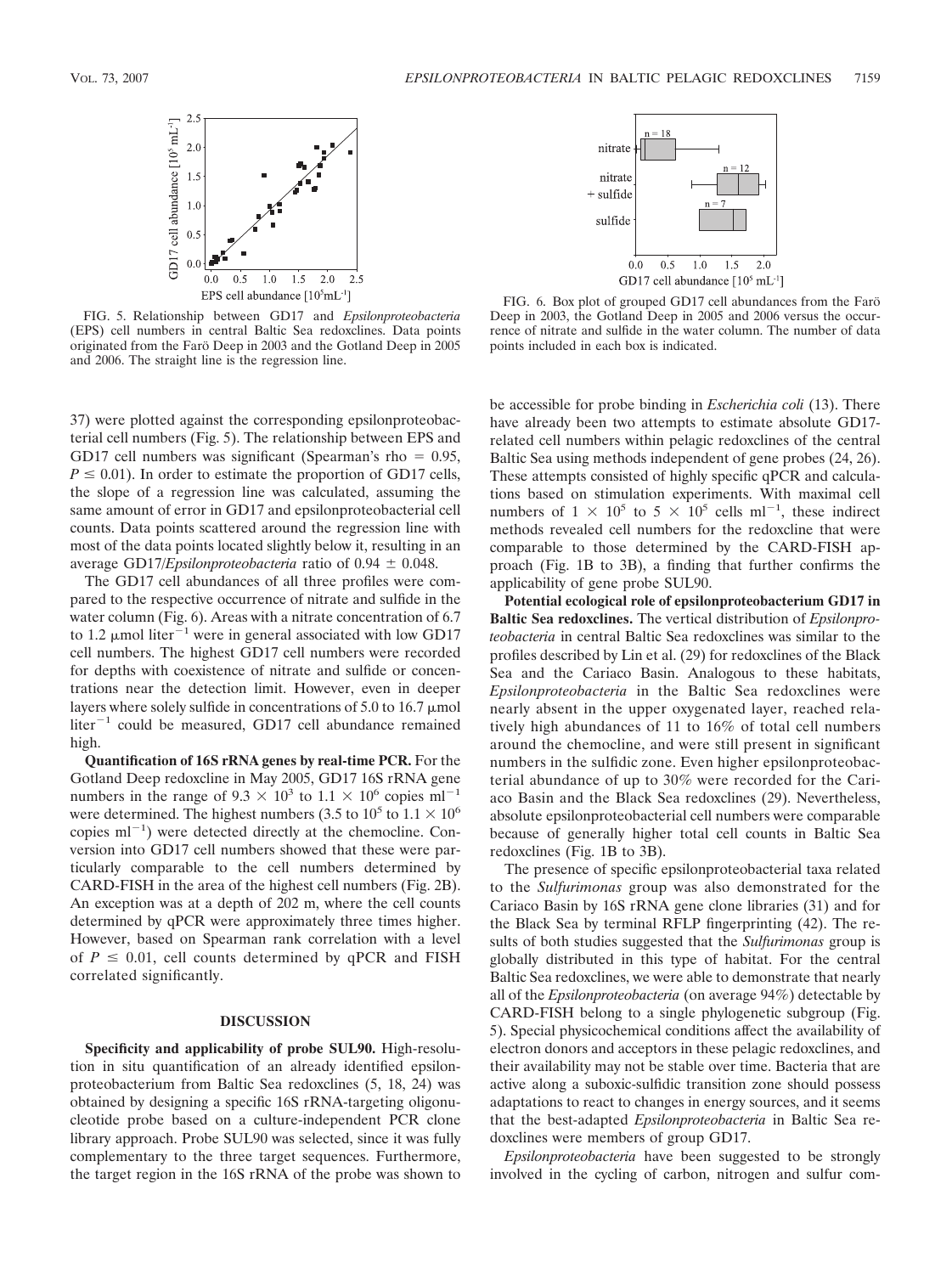FIG. 5. Relationship between GD17 and *Epsilonproteobacteria* (EPS) cell numbers in central Baltic Sea redoxclines. Data points originated from the Farö Deep in 2003 and the Gotland Deep in 2005 and 2006. The straight line is the regression line.

FIG. 6. Box plot of grouped GD17 cell abundances from the Farö Deep in 2003, the Gotland Deep in 2005 and 2006 versus the occurrence of nitrate and sulfide in the water column. The number of data points included in each box is indicated.

37) were plotted against the corresponding epsilonproteobacterial cell numbers (Fig. 5). The relationship between EPS and GD17 cell numbers was significant (Spearman's rho = 0.95, $P \leq 0.01$). In order to estimate the proportion of GD17 cells, the slope of a regression line was calculated, assuming the same amount of error in GD17 and epsilonproteobacterial cell counts. Data points scattered around the regression line with most of the data points located slightly below it, resulting in an average GD17/*Epsilonproteobacteria* ratio of $0.94 \pm 0.048$.

The GD17 cell abundances of all three profiles were compared to the respective occurrence of nitrate and sulfide in the water column (Fig. 6). Areas with a nitrate concentration of 6.7 to 1.2 μmol liter$^{-1}$ were in general associated with low GD17 cell numbers. The highest GD17 cell numbers were recorded for depths with coexistence of nitrate and sulfide or concentrations near the detection limit. However, even in deeper layers where solely sulfide in concentrations of 5.0 to 16.7 μmol liter$^{-1}$ could be measured, GD17 cell abundance remained high.

**Quantification of 16S rRNA genes by real-time PCR.** For the Gotland Deep redoxcline in May 2005, GD17 16S rRNA gene numbers in the range of $9.3 \times 10^3$ to $1.1 \times 10^6$ copies ml$^{-1}$ were determined. The highest numbers (3.5 to $10^5$ to $1.1 \times 10^6$ copies ml$^{-1}$) were detected directly at the chemocline. Conversion into GD17 cell numbers showed that these were particularly comparable to the cell numbers determined by CARD-FISH in the area of the highest cell numbers (Fig. 2B). An exception was at a depth of 202 m, where the cell counts determined by qPCR were approximately three times higher. However, based on Spearman rank correlation with a level of $P \leq 0.01$, cell counts determined by qPCR and FISH correlated significantly.

## DISCUSSION

**Specificity and applicability of probe SUL90.** High-resolution in situ quantification of an already identified epsilonproteobacterium from Baltic Sea redoxclines (5, 18, 24) was obtained by designing a specific 16S rRNA-targeting oligonucleotide probe based on a culture-independent PCR clone library approach. Probe SUL90 was selected, since it was fully complementary to the three target sequences. Furthermore, the target region in the 16S rRNA of the probe was shown to be accessible for probe binding in *Escherichia coli* (13). There have already been two attempts to estimate absolute GD17-related cell numbers within pelagic redoxclines of the central Baltic Sea using methods independent of gene probes (24, 26). These attempts consisted of highly specific qPCR and calculations based on stimulation experiments. With maximal cell numbers of $1 \times 10^5$ to $5 \times 10^5$ cells ml$^{-1}$, these indirect methods revealed cell numbers for the redoxcline that were comparable to those determined by the CARD-FISH approach (Fig. 1B to 3B), a finding that further confirms the applicability of gene probe SUL90.

**Potential ecological role of epsilonproteobacterium GD17 in Baltic Sea redoxclines.** The vertical distribution of *Epsilonproteobacteria* in central Baltic Sea redoxclines was similar to the profiles described by Lin et al. (29) for redoxclines of the Black Sea and the Cariaco Basin. Analogous to these habitats, *Epsilonproteobacteria* in the Baltic Sea redoxclines were nearly absent in the upper oxygenated layer, reached relatively high abundances of 11 to 16% of total cell numbers around the chemocline, and were still present in significant numbers in the sulfidic zone. Even higher epsilonproteobacterial abundance of up to 30% were recorded for the Cariaco Basin and the Black Sea redoxclines (29). Nevertheless, absolute epsilonproteobacterial cell numbers were comparable because of generally higher total cell counts in Baltic Sea redoxclines (Fig. 1B to 3B).

The presence of specific epsilonproteobacterial taxa related to the *Sulfurimonas* group was also demonstrated for the Cariaco Basin by 16S rRNA gene clone libraries (31) and for the Black Sea by terminal RFLP fingerprinting (42). The results of both studies suggested that the *Sulfurimonas* group is globally distributed in this type of habitat. For the central Baltic Sea redoxclines, we were able to demonstrate that nearly all of the *Epsilonproteobacteria* (on average 94%) detectable by CARD-FISH belong to a single phylogenetic subgroup (Fig. 5). Special physicochemical conditions affect the availability of electron donors and acceptors in these pelagic redoxclines, and their availability may not be stable over time. Bacteria that are active along a suboxic-sulfidic transition zone should possess adaptations to react to changes in energy sources, and it seems that the best-adapted *Epsilonproteobacteria* in Baltic Sea redoxclines were members of group GD17.

*Epsilonproteobacteria* have been suggested to be strongly involved in the cycling of carbon, nitrogen and sulfur com-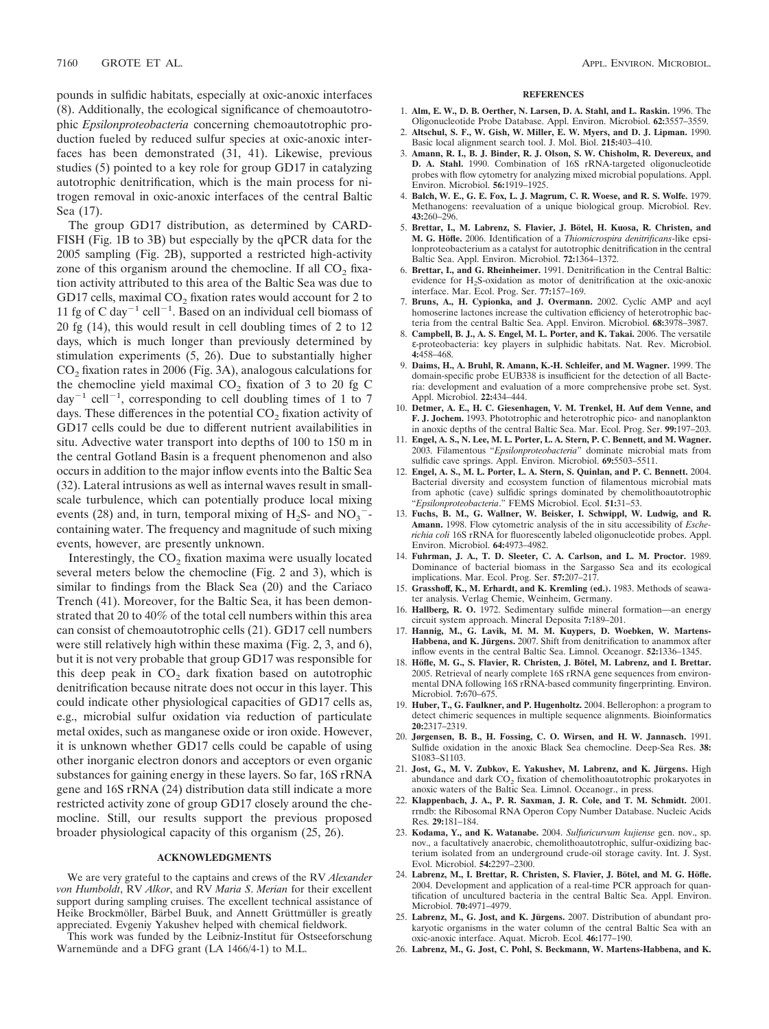pounds in sulfidic habitats, especially at oxic-anoxic interfaces (8). Additionally, the ecological significance of chemoautotrophic *Epsilonproteobacteria* concerning chemoautotrophic production fueled by reduced sulfur species at oxic-anoxic interfaces has been demonstrated (31, 41). Likewise, previous studies (5) pointed to a key role for group GD17 in catalyzing autotrophic denitrification, which is the main process for nitrogen removal in oxic-anoxic interfaces of the central Baltic Sea (17).

The group GD17 distribution, as determined by CARD-FISH (Fig. 1B to 3B) but especially by the qPCR data for the 2005 sampling (Fig. 2B), supported a restricted high-activity zone of this organism around the chemocline. If all $CO_2$ fixation activity attributed to this area of the Baltic Sea was due to GD17 cells, maximal $CO_2$ fixation rates would account for 2 to 11 fg of C $day^{-1}$ $cell^{-1}$. Based on an individual cell biomass of 20 fg (14), this would result in cell doubling times of 2 to 12 days, which is much longer than previously determined by stimulation experiments (5, 26). Due to substantially higher $CO_2$ fixation rates in 2006 (Fig. 3A), analogous calculations for the chemocline yield maximal $CO_2$ fixation of 3 to 20 fg C $day^{-1}$ $cell^{-1}$, corresponding to cell doubling times of 1 to 7 days. These differences in the potential $CO_2$ fixation activity of GD17 cells could be due to different nutrient availabilities in situ. Advective water transport into depths of 100 to 150 m in the central Gotland Basin is a frequent phenomenon and also occurs in addition to the major inflow events into the Baltic Sea (32). Lateral intrusions as well as internal waves result in small-scale turbulence, which can potentially produce local mixing events (28) and, in turn, temporal mixing of $H_2S$- and $NO_3^-$-containing water. The frequency and magnitude of such mixing events, however, are presently unknown.

Interestingly, the $CO_2$ fixation maxima were usually located several meters below the chemocline (Fig. 2 and 3), which is similar to findings from the Black Sea (20) and the Cariaco Trench (41). Moreover, for the Baltic Sea, it has been demonstrated that 20 to 40% of the total cell numbers within this area can consist of chemoautotrophic cells (21). GD17 cell numbers were still relatively high within these maxima (Fig. 2, 3, and 6), but it is not very probable that group GD17 was responsible for this deep peak in $CO_2$ dark fixation based on autotrophic denitrification because nitrate does not occur in this layer. This could indicate other physiological capacities of GD17 cells as, e.g., microbial sulfur oxidation via reduction of particulate metal oxides, such as manganese oxide or iron oxide. However, it is unknown whether GD17 cells could be capable of using other inorganic electron donors and acceptors or even organic substances for gaining energy in these layers. So far, 16S rRNA gene and 16S rRNA (24) distribution data still indicate a more restricted activity zone of group GD17 closely around the chemocline. Still, our results support the previous proposed broader physiological capacity of this organism (25, 26).

## ACKNOWLEDGMENTS

We are very grateful to the captains and crews of the RV *Alexander von Humboldt*, RV *Alkor*, and RV *Maria S. Merian* for their excellent support during sampling cruises. The excellent technical assistance of Heike Brockmöller, Bärbel Buuk, and Annett Grüttmüller is greatly appreciated. Evgeniy Yakushev helped with chemical fieldwork.

This work was funded by the Leibniz-Institut für Ostseeforschung Warnemünde and a DFG grant (LA 1466/4-1) to M.L.

## REFERENCES

1. **Alm, E. W., D. B. Oerther, N. Larsen, D. A. Stahl, and L. Raskin.** 1996. The Oligonucleotide Probe Database. Appl. Environ. Microbiol. **62:**3557–3559.
2. **Altschul, S. F., W. Gish, W. Miller, E. W. Myers, and D. J. Lipman.** 1990. Basic local alignment search tool. J. Mol. Biol. **215:**403–410.
3. **Amann, R. I., B. J. Binder, R. J. Olson, S. W. Chisholm, R. Devereux, and D. A. Stahl.** 1990. Combination of 16S rRNA-targeted oligonucleotide probes with flow cytometry for analyzing mixed microbial populations. Appl. Environ. Microbiol. **56:**1919–1925.
4. **Balch, W. E., G. E. Fox, L. J. Magrum, C. R. Woese, and R. S. Wolfe.** 1979. Methanogens: reevaluation of a unique biological group. Microbiol. Rev. **43:**260–296.
5. **Brettar, I., M. Labrenz, S. Flavier, J. Bötel, H. Kuosa, R. Christen, and M. G. Höfle.** 2006. Identification of a *Thiomicrospira denitrificans*-like epsilonproteobacterium as a catalyst for autotrophic denitrification in the central Baltic Sea. Appl. Environ. Microbiol. **72:**1364–1372.
6. **Brettar, I., and G. Rheinheimer.** 1991. Denitrification in the Central Baltic: evidence for $H_2S$-oxidation as motor of denitrification at the oxic-anoxic interface. Mar. Ecol. Prog. Ser. **77:**157–169.
7. **Bruns, A., H. Cypionka, and J. Overmann.** 2002. Cyclic AMP and acyl homoserine lactones increase the cultivation efficiency of heterotrophic bacteria from the central Baltic Sea. Appl. Environ. Microbiol. **68:**3978–3987.
8. **Campbell, B. J., A. S. Engel, M. L. Porter, and K. Takai.** 2006. The versatile ε-proteobacteria: key players in sulphidic habitats. Nat. Rev. Microbiol. **4:**458–468.
9. **Daims, H., A. Bruhl, R. Amann, K.-H. Schleifer, and M. Wagner.** 1999. The domain-specific probe EUB338 is insufficient for the detection of all Bacteria: development and evaluation of a more comprehensive probe set. Syst. Appl. Microbiol. **22:**434–444.
10. **Detmer, A. E., H. C. Giesenhagen, V. M. Trenkel, H. Auf dem Venne, and F. J. Jochem.** 1993. Phototrophic and heterotrophic pico- and nanoplankton in anoxic depths of the central Baltic Sea. Mar. Ecol. Prog. Ser. **99:**197–203.
11. **Engel, A. S., N. Lee, M. L. Porter, L. A. Stern, P. C. Bennett, and M. Wagner.** 2003. Filamentous "*Epsilonproteobacteria*" dominate microbial mats from sulfidic cave springs. Appl. Environ. Microbiol. **69:**5503–5511.
12. **Engel, A. S., M. L. Porter, L. A. Stern, S. Quinlan, and P. C. Bennett.** 2004. Bacterial diversity and ecosystem function of filamentous microbial mats from aphotic (cave) sulfidic springs dominated by chemolithoautotrophic "*Epsilonproteobacteria*." FEMS Microbiol. Ecol. **51:**31–53.
13. **Fuchs, B. M., G. Wallner, W. Beisker, I. Schwippl, W. Ludwig, and R. Amann.** 1998. Flow cytometric analysis of the in situ accessibility of *Escherichia coli* 16S rRNA for fluorescently labeled oligonucleotide probes. Appl. Environ. Microbiol. **64:**4973–4982.
14. **Fuhrman, J. A., T. D. Sleeter, C. A. Carlson, and L. M. Proctor.** 1989. Dominance of bacterial biomass in the Sargasso Sea and its ecological implications. Mar. Ecol. Prog. Ser. **57:**207–217.
15. **Grasshoff, K., M. Erhardt, and K. Kremling (ed.).** 1983. Methods of seawater analysis. Verlag Chemie, Weinheim, Germany.
16. **Hallberg, R. O.** 1972. Sedimentary sulfide mineral formation—an energy circuit system approach. Mineral Deposita **7:**189–201.
17. **Hannig, M., G. Lavik, M. M. M. Kuypers, D. Woebken, W. Martens-Habbena, and K. Jürgens.** 2007. Shift from denitrification to anammox after inflow events in the central Baltic Sea. Limnol. Oceanogr. **52:**1336–1345.
18. **Höfle, M. G., S. Flavier, R. Christen, J. Bötel, M. Labrenz, and I. Brettar.** 2005. Retrieval of nearly complete 16S rRNA gene sequences from environmental DNA following 16S rRNA-based community fingerprinting. Environ. Microbiol. **7:**670–675.
19. **Huber, T., G. Faulkner, and P. Hugenholtz.** 2004. Bellerophon: a program to detect chimeric sequences in multiple sequence alignments. Bioinformatics **20:**2317–2319.
20. **Jørgensen, B. B., H. Fossing, C. O. Wirsen, and H. W. Jannasch.** 1991. Sulfide oxidation in the anoxic Black Sea chemocline. Deep-Sea Res. **38:** S1083–S1103.
21. **Jost, G., M. V. Zubkov, E. Yakushev, M. Labrenz, and K. Jürgens.** High abundance and dark $CO_2$ fixation of chemolithoautotrophic prokaryotes in anoxic waters of the Baltic Sea. Limnol. Oceanogr., in press.
22. **Klappenbach, J. A., P. R. Saxman, J. R. Cole, and T. M. Schmidt.** 2001. rrndb: the Ribosomal RNA Operon Copy Number Database. Nucleic Acids Res. **29:**181–184.
23. **Kodama, Y., and K. Watanabe.** 2004. *Sulfuricurvum kujiense* gen. nov., sp. nov., a facultatively anaerobic, chemolithoautotrophic, sulfur-oxidizing bacterium isolated from an underground crude-oil storage cavity. Int. J. Syst. Evol. Microbiol. **54:**2297–2300.
24. **Labrenz, M., I. Brettar, R. Christen, S. Flavier, J. Bötel, and M. G. Höfle.** 2004. Development and application of a real-time PCR approach for quantification of uncultured bacteria in the central Baltic Sea. Appl. Environ. Microbiol. **70:**4971–4979.
25. **Labrenz, M., G. Jost, and K. Jürgens.** 2007. Distribution of abundant prokaryotic organisms in the water column of the central Baltic Sea with an oxic-anoxic interface. Aquat. Microb. Ecol. **46:**177–190.
26. **Labrenz, M., G. Jost, C. Pohl, S. Beckmann, W. Martens-Habbena, and K.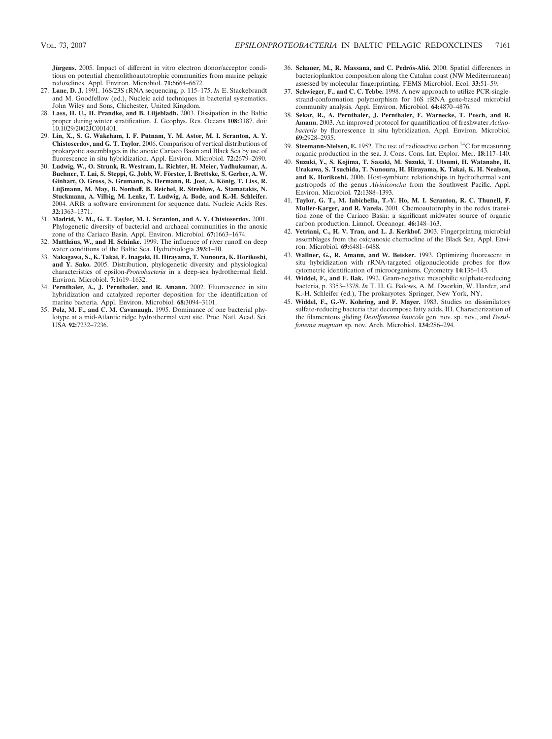**Jürgens.** 2005. Impact of different in vitro electron donor/acceptor conditions on potential chemolithoautotrophic communities from marine pelagic redoxclines. Appl. Environ. Microbiol. **71:**6664–6672.

27. **Lane, D. J.** 1991. 16S/23S rRNA sequencing. p. 115–175. *In* E. Stackebrandt and M. Goodfellow (ed.), Nucleic acid techniques in bacterial systematics. John Wiley and Sons, Chichester, United Kingdom.
28. **Lass, H. U., H. Prandke, and B. Liljebladh.** 2003. Dissipation in the Baltic proper during winter stratification. J. Geophys. Res. Oceans **108:**3187. doi: 10.1029/2002JC001401.
29. **Lin, X., S. G. Wakeham, I. F. Putnam, Y. M. Astor, M. I. Scranton, A. Y. Chistoserdov, and G. T. Taylor.** 2006. Comparison of vertical distributions of prokaryotic assemblages in the anoxic Cariaco Basin and Black Sea by use of fluorescence in situ hybridization. Appl. Environ. Microbiol. **72:**2679–2690.
30. **Ludwig, W., O. Strunk, R. Westram, L. Richter, H. Meier, Yadhukumar, A. Buchner, T. Lai, S. Steppi, G. Jobb, W. Förster, I. Brettske, S. Gerber, A. W. Ginhart, O. Gross, S. Grumann, S. Hermann, R. Jost, A. König, T. Liss, R. Lüßmann, M. May, B. Nonhoff, B. Reichel, R. Strehlow, A. Stamatakis, N. Stuckmann, A. Vilbig, M. Lenke, T. Ludwig, A. Bode, and K.-H. Schleifer.** 2004. ARB: a software environment for sequence data. Nucleic Acids Res. **32:**1363–1371.
31. **Madrid, V. M., G. T. Taylor, M. I. Scranton, and A. Y. Chistoserdov.** 2001. Phylogenetic diversity of bacterial and archaeal communities in the anoxic zone of the Cariaco Basin. Appl. Environ. Microbiol. **67:**1663–1674.
32. **Matthäus, W., and H. Schinke.** 1999. The influence of river runoff on deep water conditions of the Baltic Sea. Hydrobiologia **393:**1–10.
33. **Nakagawa, S., K. Takai, F. Inagaki, H. Hirayama, T. Nunoura, K. Horikoshi, and Y. Sako.** 2005. Distribution, phylogenetic diversity and physiological characteristics of epsilon-*Proteobacteria* in a deep-sea hydrothermal field. Environ. Microbiol. **7:**1619–1632.
34. **Pernthaler, A., J. Pernthaler, and R. Amann.** 2002. Fluorescence in situ hybridization and catalyzed reporter deposition for the identification of marine bacteria. Appl. Environ. Microbiol. **68:**3094–3101.
35. **Polz, M. F., and C. M. Cavanaugh.** 1995. Dominance of one bacterial phylotype at a mid-Atlantic ridge hydrothermal vent site. Proc. Natl. Acad. Sci. USA **92:**7232–7236.
36. **Schauer, M., R. Massana, and C. Pedrós-Alió.** 2000. Spatial differences in bacterioplankton composition along the Catalan coast (NW Mediterranean) assessed by molecular fingerprinting. FEMS Microbiol. Ecol. **33:**51–59.
37. **Schwieger, F., and C. C. Tebbe.** 1998. A new approach to utilize PCR-single-strand-conformation polymorphism for 16S rRNA gene-based microbial community analysis. Appl. Environ. Microbiol. **64:**4870–4876.
38. **Sekar, R., A. Pernthaler, J. Pernthaler, F. Warnecke, T. Posch, and R. Amann.** 2003. An improved protocol for quantification of freshwater *Actinobacteria* by fluorescence in situ hybridization. Appl. Environ. Microbiol. **69:**2928–2935.
39. **Steemann-Nielsen, E.** 1952. The use of radioactive carbon $^{14}C$ for measuring organic production in the sea. J. Cons. Cons. Int. Explor. Mer. **18:**117–140.
40. **Suzuki, Y., S. Kojima, T. Sasaki, M. Suzuki, T. Utsumi, H. Watanabe, H. Urakawa, S. Tsuchida, T. Nunoura, H. Hirayama, K. Takai, K. H. Nealson, and K. Horikoshi.** 2006. Host-symbiont relationships in hydrothermal vent gastropods of the genus *Alviniconcha* from the Southwest Pacific. Appl. Environ. Microbiol. **72:**1388–1393.
41. **Taylor, G. T., M. Iabichella, T.-Y. Ho, M. I. Scranton, R. C. Thunell, F. Muller-Karger, and R. Varela.** 2001. Chemoautotrophy in the redox transition zone of the Cariaco Basin: a significant midwater source of organic carbon production. Limnol. Oceanogr. **46:**148–163.
42. **Vetriani, C., H. V. Tran, and L. J. Kerkhof.** 2003. Fingerprinting microbial assemblages from the oxic/anoxic chemocline of the Black Sea. Appl. Environ. Microbiol. **69:**6481–6488.
43. **Wallner, G., R. Amann, and W. Beisker.** 1993. Optimizing fluorescent in situ hybridization with rRNA-targeted oligonucleotide probes for flow cytometric identification of microorganisms. Cytometry **14:**136–143.
44. **Widdel, F., and F. Bak.** 1992. Gram-negative mesophilic sulphate-reducing bacteria, p. 3353–3378. *In* T. H. G. Balows, A. M. Dworkin, W. Harder, and K.-H. Schleifer (ed.), The prokaryotes. Springer, New York, NY.
45. **Widdel, F., G.-W. Kohring, and F. Mayer.** 1983. Studies on dissimilatory sulfate-reducing bacteria that decompose fatty acids. III. Characterization of the filamentous gliding *Desulfonema limicola* gen. nov. sp. nov., and *Desulfonema magnum* sp. nov. Arch. Microbiol. **134:**286–294.